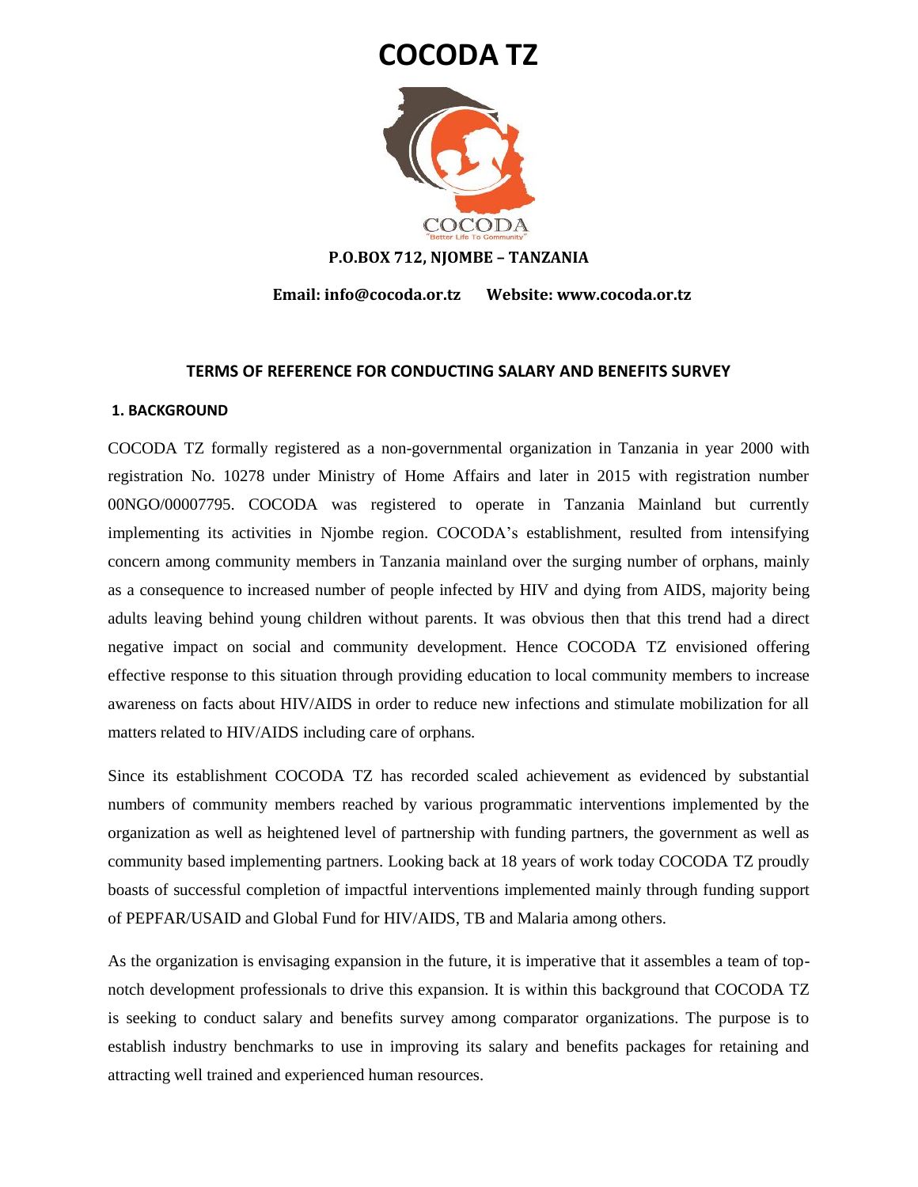# COCODA TZ

**P.O.BOX 712, NJOMBE – TANZANIA**

**Email: info@cocoda.or.tz      Website: www.cocoda.or.tz**

## TERMS OF REFERENCE FOR CONDUCTING SALARY AND BENEFITS SURVEY

### 1. BACKGROUND

COCODA TZ formally registered as a non-governmental organization in Tanzania in year 2000 with registration No. 10278 under Ministry of Home Affairs and later in 2015 with registration number 00NGO/00007795. COCODA was registered to operate in Tanzania Mainland but currently implementing its activities in Njombe region. COCODA's establishment, resulted from intensifying concern among community members in Tanzania mainland over the surging number of orphans, mainly as a consequence to increased number of people infected by HIV and dying from AIDS, majority being adults leaving behind young children without parents. It was obvious then that this trend had a direct negative impact on social and community development. Hence COCODA TZ envisioned offering effective response to this situation through providing education to local community members to increase awareness on facts about HIV/AIDS in order to reduce new infections and stimulate mobilization for all matters related to HIV/AIDS including care of orphans.

Since its establishment COCODA TZ has recorded scaled achievement as evidenced by substantial numbers of community members reached by various programmatic interventions implemented by the organization as well as heightened level of partnership with funding partners, the government as well as community based implementing partners. Looking back at 18 years of work today COCODA TZ proudly boasts of successful completion of impactful interventions implemented mainly through funding support of PEPFAR/USAID and Global Fund for HIV/AIDS, TB and Malaria among others.

As the organization is envisaging expansion in the future, it is imperative that it assembles a team of top-notch development professionals to drive this expansion. It is within this background that COCODA TZ is seeking to conduct salary and benefits survey among comparator organizations. The purpose is to establish industry benchmarks to use in improving its salary and benefits packages for retaining and attracting well trained and experienced human resources.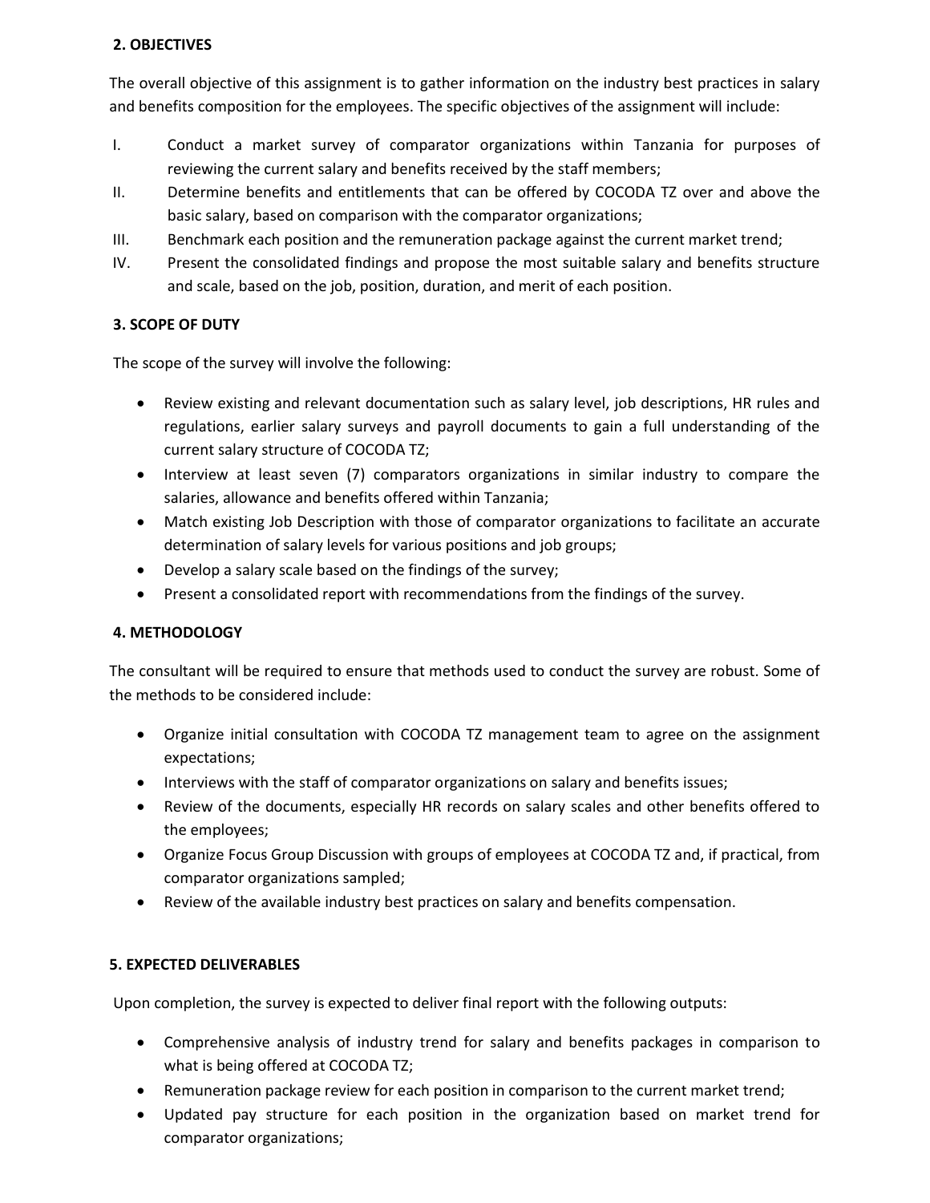## 2. OBJECTIVES

The overall objective of this assignment is to gather information on the industry best practices in salary and benefits composition for the employees. The specific objectives of the assignment will include:

I. Conduct a market survey of comparator organizations within Tanzania for purposes of reviewing the current salary and benefits received by the staff members;
II. Determine benefits and entitlements that can be offered by COCODA TZ over and above the basic salary, based on comparison with the comparator organizations;
III. Benchmark each position and the remuneration package against the current market trend;
IV. Present the consolidated findings and propose the most suitable salary and benefits structure and scale, based on the job, position, duration, and merit of each position.

## 3. SCOPE OF DUTY

The scope of the survey will involve the following:

- Review existing and relevant documentation such as salary level, job descriptions, HR rules and regulations, earlier salary surveys and payroll documents to gain a full understanding of the current salary structure of COCODA TZ;
- Interview at least seven (7) comparators organizations in similar industry to compare the salaries, allowance and benefits offered within Tanzania;
- Match existing Job Description with those of comparator organizations to facilitate an accurate determination of salary levels for various positions and job groups;
- Develop a salary scale based on the findings of the survey;
- Present a consolidated report with recommendations from the findings of the survey.

## 4. METHODOLOGY

The consultant will be required to ensure that methods used to conduct the survey are robust. Some of the methods to be considered include:

- Organize initial consultation with COCODA TZ management team to agree on the assignment expectations;
- Interviews with the staff of comparator organizations on salary and benefits issues;
- Review of the documents, especially HR records on salary scales and other benefits offered to the employees;
- Organize Focus Group Discussion with groups of employees at COCODA TZ and, if practical, from comparator organizations sampled;
- Review of the available industry best practices on salary and benefits compensation.

## 5. EXPECTED DELIVERABLES

Upon completion, the survey is expected to deliver final report with the following outputs:

- Comprehensive analysis of industry trend for salary and benefits packages in comparison to what is being offered at COCODA TZ;
- Remuneration package review for each position in comparison to the current market trend;
- Updated pay structure for each position in the organization based on market trend for comparator organizations;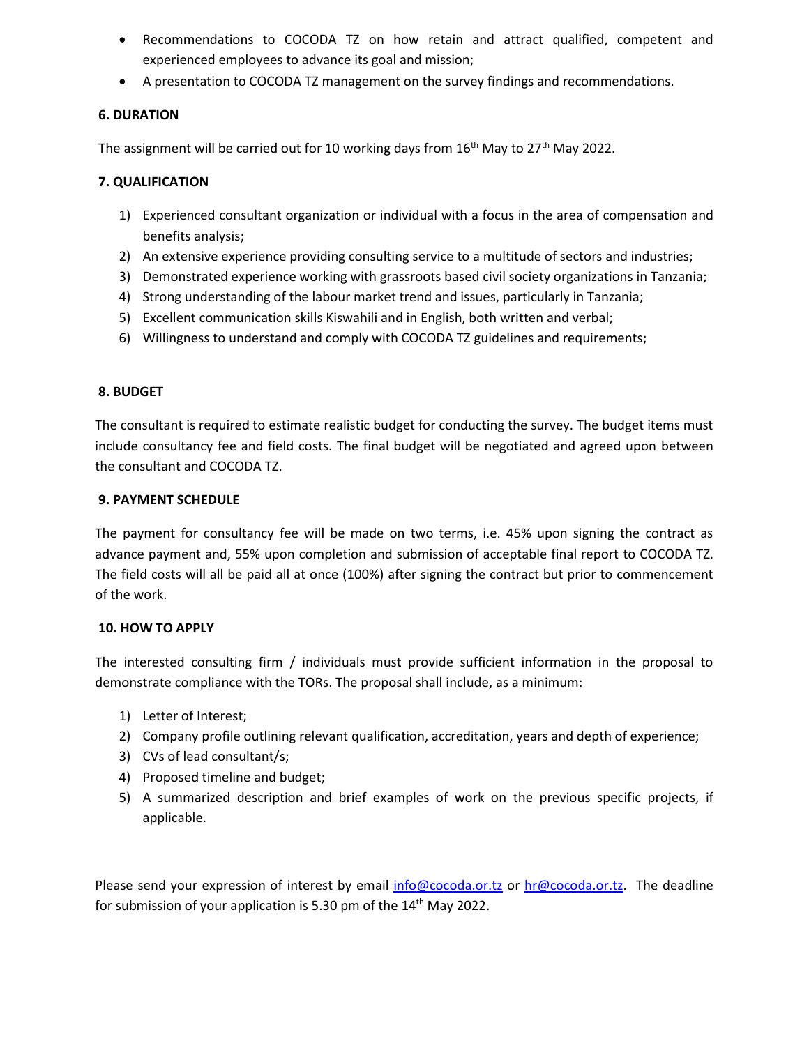- Recommendations to COCODA TZ on how retain and attract qualified, competent and experienced employees to advance its goal and mission;
- A presentation to COCODA TZ management on the survey findings and recommendations.

**6. DURATION**

The assignment will be carried out for 10 working days from 16th May to 27th May 2022.

**7. QUALIFICATION**

1) Experienced consultant organization or individual with a focus in the area of compensation and benefits analysis;
2) An extensive experience providing consulting service to a multitude of sectors and industries;
3) Demonstrated experience working with grassroots based civil society organizations in Tanzania;
4) Strong understanding of the labour market trend and issues, particularly in Tanzania;
5) Excellent communication skills Kiswahili and in English, both written and verbal;
6) Willingness to understand and comply with COCODA TZ guidelines and requirements;

**8. BUDGET**

The consultant is required to estimate realistic budget for conducting the survey. The budget items must include consultancy fee and field costs. The final budget will be negotiated and agreed upon between the consultant and COCODA TZ.

**9. PAYMENT SCHEDULE**

The payment for consultancy fee will be made on two terms, i.e. 45% upon signing the contract as advance payment and, 55% upon completion and submission of acceptable final report to COCODA TZ. The field costs will all be paid all at once (100%) after signing the contract but prior to commencement of the work.

**10. HOW TO APPLY**

The interested consulting firm / individuals must provide sufficient information in the proposal to demonstrate compliance with the TORs. The proposal shall include, as a minimum:

1) Letter of Interest;
2) Company profile outlining relevant qualification, accreditation, years and depth of experience;
3) CVs of lead consultant/s;
4) Proposed timeline and budget;
5) A summarized description and brief examples of work on the previous specific projects, if applicable.

Please send your expression of interest by email info@cocoda.or.tz or hr@cocoda.or.tz. The deadline for submission of your application is 5.30 pm of the 14th May 2022.